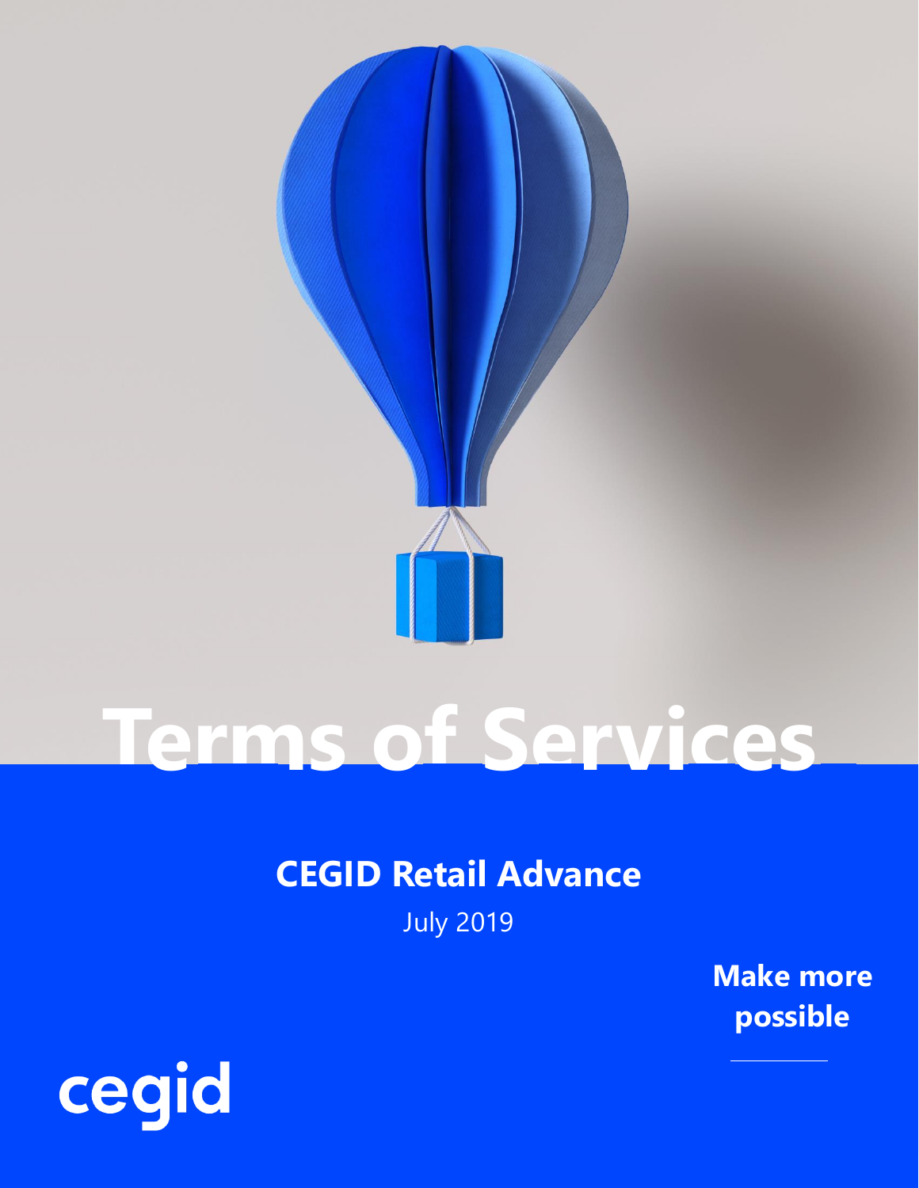# Terms of Services

## CEGID Retail Advance

July 2019

**Make more possible**

cegid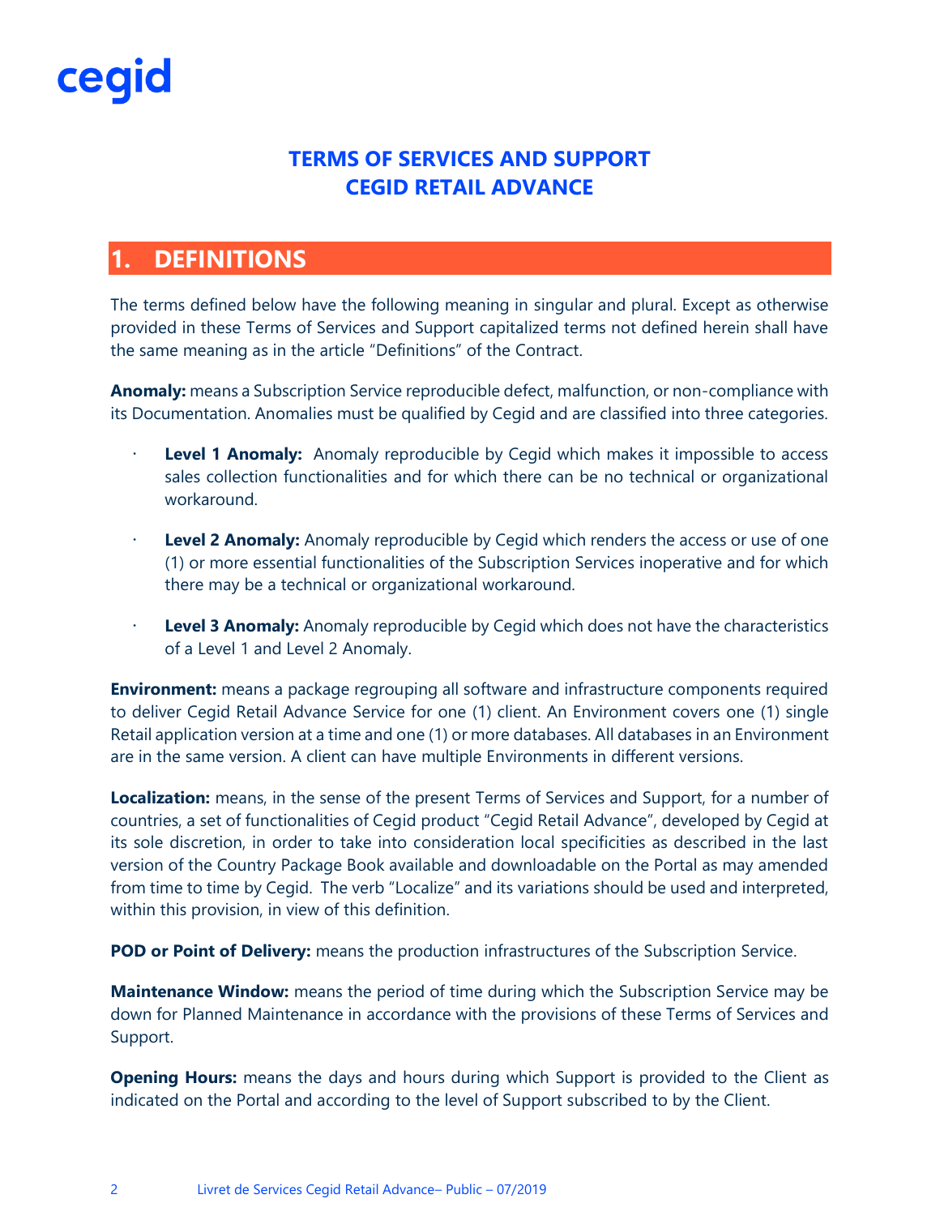cegid

# TERMS OF SERVICES AND SUPPORT
# CEGID RETAIL ADVANCE

## 1. DEFINITIONS

The terms defined below have the following meaning in singular and plural. Except as otherwise provided in these Terms of Services and Support capitalized terms not defined herein shall have the same meaning as in the article "Definitions" of the Contract.

**Anomaly:** means a Subscription Service reproducible defect, malfunction, or non-compliance with its Documentation. Anomalies must be qualified by Cegid and are classified into three categories.

- **Level 1 Anomaly:** Anomaly reproducible by Cegid which makes it impossible to access sales collection functionalities and for which there can be no technical or organizational workaround.
- **Level 2 Anomaly:** Anomaly reproducible by Cegid which renders the access or use of one (1) or more essential functionalities of the Subscription Services inoperative and for which there may be a technical or organizational workaround.
- **Level 3 Anomaly:** Anomaly reproducible by Cegid which does not have the characteristics of a Level 1 and Level 2 Anomaly.

**Environment:** means a package regrouping all software and infrastructure components required to deliver Cegid Retail Advance Service for one (1) client. An Environment covers one (1) single Retail application version at a time and one (1) or more databases. All databases in an Environment are in the same version. A client can have multiple Environments in different versions.

**Localization:** means, in the sense of the present Terms of Services and Support, for a number of countries, a set of functionalities of Cegid product "Cegid Retail Advance", developed by Cegid at its sole discretion, in order to take into consideration local specificities as described in the last version of the Country Package Book available and downloadable on the Portal as may amended from time to time by Cegid. The verb "Localize" and its variations should be used and interpreted, within this provision, in view of this definition.

**POD or Point of Delivery:** means the production infrastructures of the Subscription Service.

**Maintenance Window:** means the period of time during which the Subscription Service may be down for Planned Maintenance in accordance with the provisions of these Terms of Services and Support.

**Opening Hours:** means the days and hours during which Support is provided to the Client as indicated on the Portal and according to the level of Support subscribed to by the Client.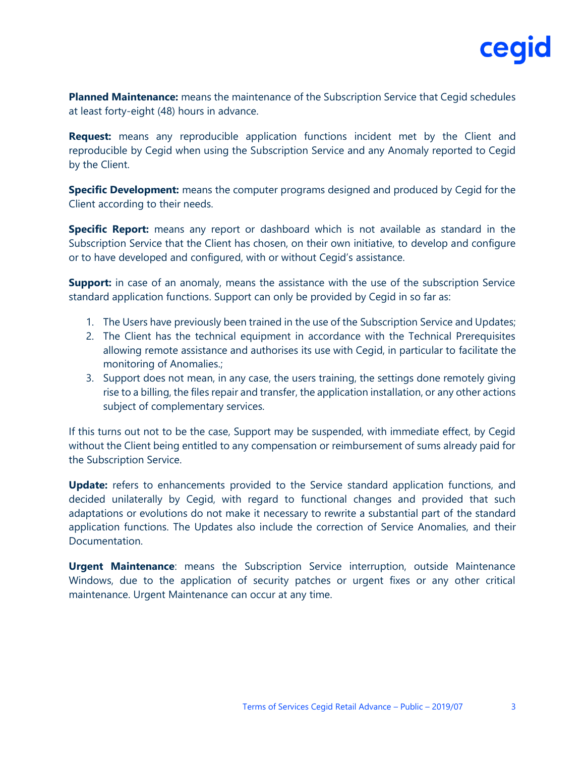**Planned Maintenance:** means the maintenance of the Subscription Service that Cegid schedules at least forty-eight (48) hours in advance.

**Request:** means any reproducible application functions incident met by the Client and reproducible by Cegid when using the Subscription Service and any Anomaly reported to Cegid by the Client.

**Specific Development:** means the computer programs designed and produced by Cegid for the Client according to their needs.

**Specific Report:** means any report or dashboard which is not available as standard in the Subscription Service that the Client has chosen, on their own initiative, to develop and configure or to have developed and configured, with or without Cegid's assistance.

**Support:** in case of an anomaly, means the assistance with the use of the subscription Service standard application functions. Support can only be provided by Cegid in so far as:

1. The Users have previously been trained in the use of the Subscription Service and Updates;
2. The Client has the technical equipment in accordance with the Technical Prerequisites allowing remote assistance and authorises its use with Cegid, in particular to facilitate the monitoring of Anomalies.;
3. Support does not mean, in any case, the users training, the settings done remotely giving rise to a billing, the files repair and transfer, the application installation, or any other actions subject of complementary services.

If this turns out not to be the case, Support may be suspended, with immediate effect, by Cegid without the Client being entitled to any compensation or reimbursement of sums already paid for the Subscription Service.

**Update:** refers to enhancements provided to the Service standard application functions, and decided unilaterally by Cegid, with regard to functional changes and provided that such adaptations or evolutions do not make it necessary to rewrite a substantial part of the standard application functions. The Updates also include the correction of Service Anomalies, and their Documentation.

**Urgent Maintenance**: means the Subscription Service interruption, outside Maintenance Windows, due to the application of security patches or urgent fixes or any other critical maintenance. Urgent Maintenance can occur at any time.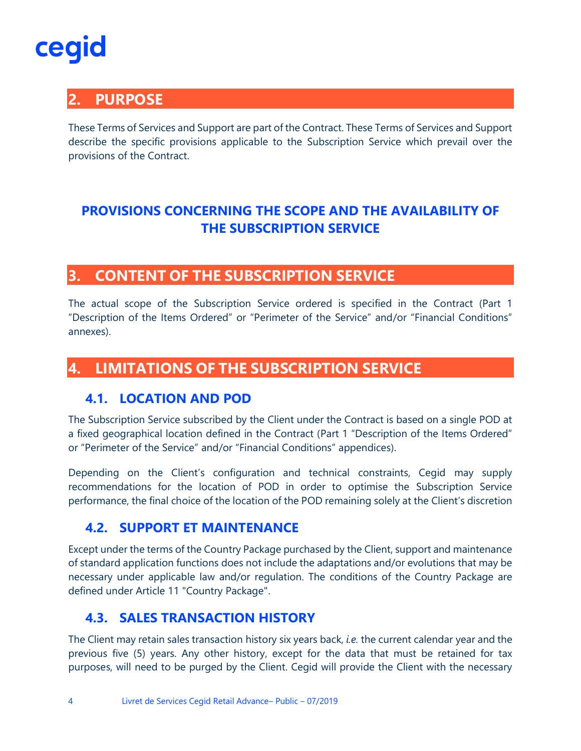## 2. PURPOSE

These Terms of Services and Support are part of the Contract. These Terms of Services and Support describe the specific provisions applicable to the Subscription Service which prevail over the provisions of the Contract.

# PROVISIONS CONCERNING THE SCOPE AND THE AVAILABILITY OF THE SUBSCRIPTION SERVICE

## 3. CONTENT OF THE SUBSCRIPTION SERVICE

The actual scope of the Subscription Service ordered is specified in the Contract (Part 1 “Description of the Items Ordered” or “Perimeter of the Service” and/or “Financial Conditions” annexes).

## 4. LIMITATIONS OF THE SUBSCRIPTION SERVICE

### 4.1. LOCATION AND POD

The Subscription Service subscribed by the Client under the Contract is based on a single POD at a fixed geographical location defined in the Contract (Part 1 “Description of the Items Ordered” or “Perimeter of the Service” and/or “Financial Conditions” appendices).

Depending on the Client’s configuration and technical constraints, Cegid may supply recommendations for the location of POD in order to optimise the Subscription Service performance, the final choice of the location of the POD remaining solely at the Client’s discretion

### 4.2. SUPPORT ET MAINTENANCE

Except under the terms of the Country Package purchased by the Client, support and maintenance of standard application functions does not include the adaptations and/or evolutions that may be necessary under applicable law and/or regulation. The conditions of the Country Package are defined under Article 11 "Country Package".

### 4.3. SALES TRANSACTION HISTORY

The Client may retain sales transaction history six years back, *i.e.* the current calendar year and the previous five (5) years. Any other history, except for the data that must be retained for tax purposes, will need to be purged by the Client. Cegid will provide the Client with the necessary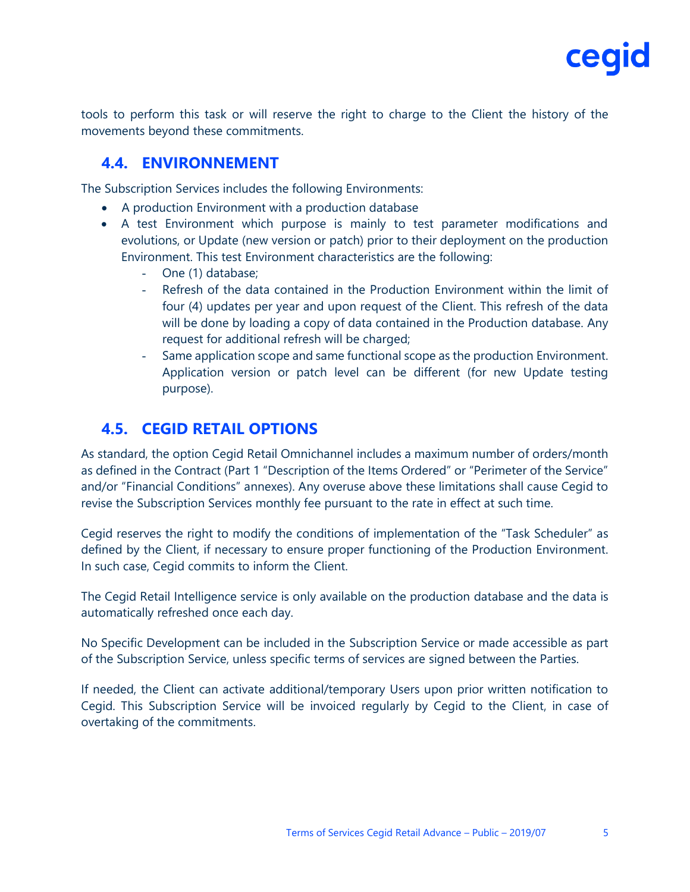tools to perform this task or will reserve the right to charge to the Client the history of the movements beyond these commitments.

## 4.4. ENVIRONNEMENT

The Subscription Services includes the following Environments:

- A production Environment with a production database
- A test Environment which purpose is mainly to test parameter modifications and evolutions, or Update (new version or patch) prior to their deployment on the production Environment. This test Environment characteristics are the following:
  - One (1) database;
  - Refresh of the data contained in the Production Environment within the limit of four (4) updates per year and upon request of the Client. This refresh of the data will be done by loading a copy of data contained in the Production database. Any request for additional refresh will be charged;
  - Same application scope and same functional scope as the production Environment. Application version or patch level can be different (for new Update testing purpose).

## 4.5. CEGID RETAIL OPTIONS

As standard, the option Cegid Retail Omnichannel includes a maximum number of orders/month as defined in the Contract (Part 1 "Description of the Items Ordered" or "Perimeter of the Service" and/or "Financial Conditions" annexes). Any overuse above these limitations shall cause Cegid to revise the Subscription Services monthly fee pursuant to the rate in effect at such time.

Cegid reserves the right to modify the conditions of implementation of the "Task Scheduler" as defined by the Client, if necessary to ensure proper functioning of the Production Environment. In such case, Cegid commits to inform the Client.

The Cegid Retail Intelligence service is only available on the production database and the data is automatically refreshed once each day.

No Specific Development can be included in the Subscription Service or made accessible as part of the Subscription Service, unless specific terms of services are signed between the Parties.

If needed, the Client can activate additional/temporary Users upon prior written notification to Cegid. This Subscription Service will be invoiced regularly by Cegid to the Client, in case of overtaking of the commitments.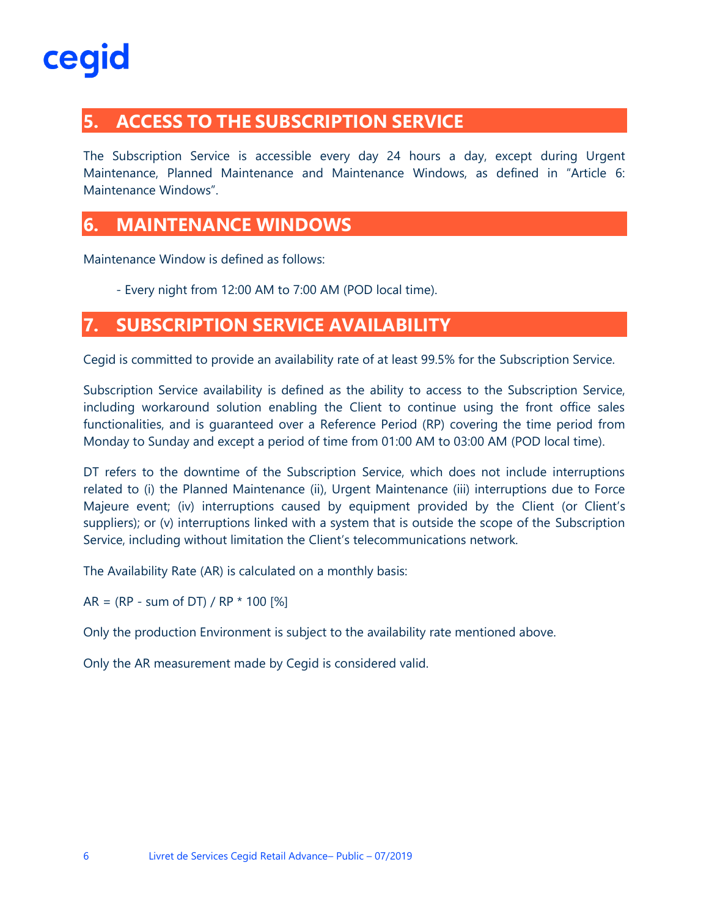## 5. ACCESS TO THE SUBSCRIPTION SERVICE

The Subscription Service is accessible every day 24 hours a day, except during Urgent Maintenance, Planned Maintenance and Maintenance Windows, as defined in "Article 6: Maintenance Windows".

## 6. MAINTENANCE WINDOWS

Maintenance Window is defined as follows:

- Every night from 12:00 AM to 7:00 AM (POD local time).

## 7. SUBSCRIPTION SERVICE AVAILABILITY

Cegid is committed to provide an availability rate of at least 99.5% for the Subscription Service.

Subscription Service availability is defined as the ability to access to the Subscription Service, including workaround solution enabling the Client to continue using the front office sales functionalities, and is guaranteed over a Reference Period (RP) covering the time period from Monday to Sunday and except a period of time from 01:00 AM to 03:00 AM (POD local time).

DT refers to the downtime of the Subscription Service, which does not include interruptions related to (i) the Planned Maintenance (ii), Urgent Maintenance (iii) interruptions due to Force Majeure event; (iv) interruptions caused by equipment provided by the Client (or Client's suppliers); or (v) interruptions linked with a system that is outside the scope of the Subscription Service, including without limitation the Client's telecommunications network.

The Availability Rate (AR) is calculated on a monthly basis:

$AR = (RP - \text{sum of } DT) / RP * 100$ [%]

Only the production Environment is subject to the availability rate mentioned above.

Only the AR measurement made by Cegid is considered valid.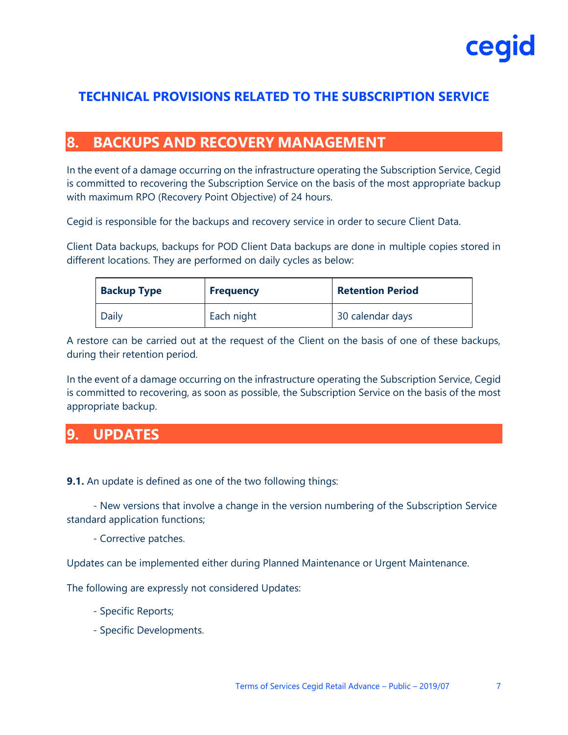# TECHNICAL PROVISIONS RELATED TO THE SUBSCRIPTION SERVICE

## 8. BACKUPS AND RECOVERY MANAGEMENT

In the event of a damage occurring on the infrastructure operating the Subscription Service, Cegid is committed to recovering the Subscription Service on the basis of the most appropriate backup with maximum RPO (Recovery Point Objective) of 24 hours.

Cegid is responsible for the backups and recovery service in order to secure Client Data.

Client Data backups, backups for POD Client Data backups are done in multiple copies stored in different locations. They are performed on daily cycles as below:

| Backup Type | Frequency | Retention Period |
| --- | --- | --- |
| Daily | Each night | 30 calendar days |

A restore can be carried out at the request of the Client on the basis of one of these backups, during their retention period.

In the event of a damage occurring on the infrastructure operating the Subscription Service, Cegid is committed to recovering, as soon as possible, the Subscription Service on the basis of the most appropriate backup.

## 9. UPDATES

**9.1.** An update is defined as one of the two following things:

- New versions that involve a change in the version numbering of the Subscription Service standard application functions;
- Corrective patches.

Updates can be implemented either during Planned Maintenance or Urgent Maintenance.

The following are expressly not considered Updates:

- Specific Reports;
- Specific Developments.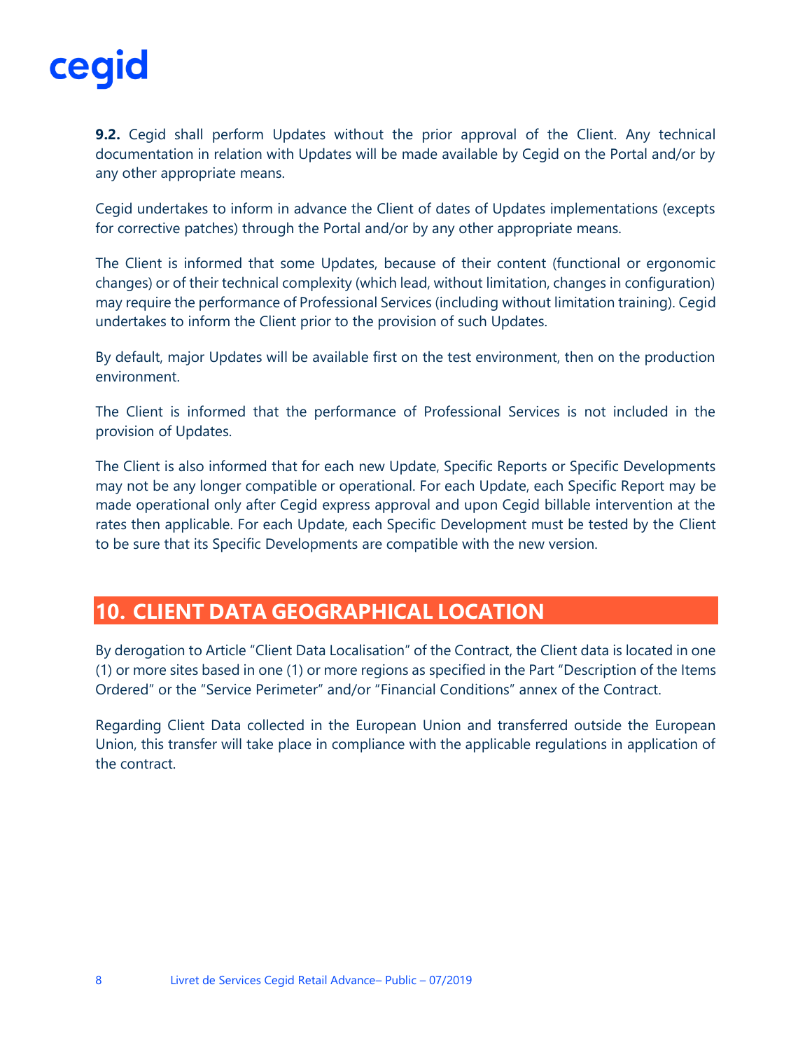**9.2.** Cegid shall perform Updates without the prior approval of the Client. Any technical documentation in relation with Updates will be made available by Cegid on the Portal and/or by any other appropriate means.

Cegid undertakes to inform in advance the Client of dates of Updates implementations (excepts for corrective patches) through the Portal and/or by any other appropriate means.

The Client is informed that some Updates, because of their content (functional or ergonomic changes) or of their technical complexity (which lead, without limitation, changes in configuration) may require the performance of Professional Services (including without limitation training). Cegid undertakes to inform the Client prior to the provision of such Updates.

By default, major Updates will be available first on the test environment, then on the production environment.

The Client is informed that the performance of Professional Services is not included in the provision of Updates.

The Client is also informed that for each new Update, Specific Reports or Specific Developments may not be any longer compatible or operational. For each Update, each Specific Report may be made operational only after Cegid express approval and upon Cegid billable intervention at the rates then applicable. For each Update, each Specific Development must be tested by the Client to be sure that its Specific Developments are compatible with the new version.

## 10. CLIENT DATA GEOGRAPHICAL LOCATION

By derogation to Article "Client Data Localisation" of the Contract, the Client data is located in one (1) or more sites based in one (1) or more regions as specified in the Part "Description of the Items Ordered" or the "Service Perimeter" and/or "Financial Conditions" annex of the Contract.

Regarding Client Data collected in the European Union and transferred outside the European Union, this transfer will take place in compliance with the applicable regulations in application of the contract.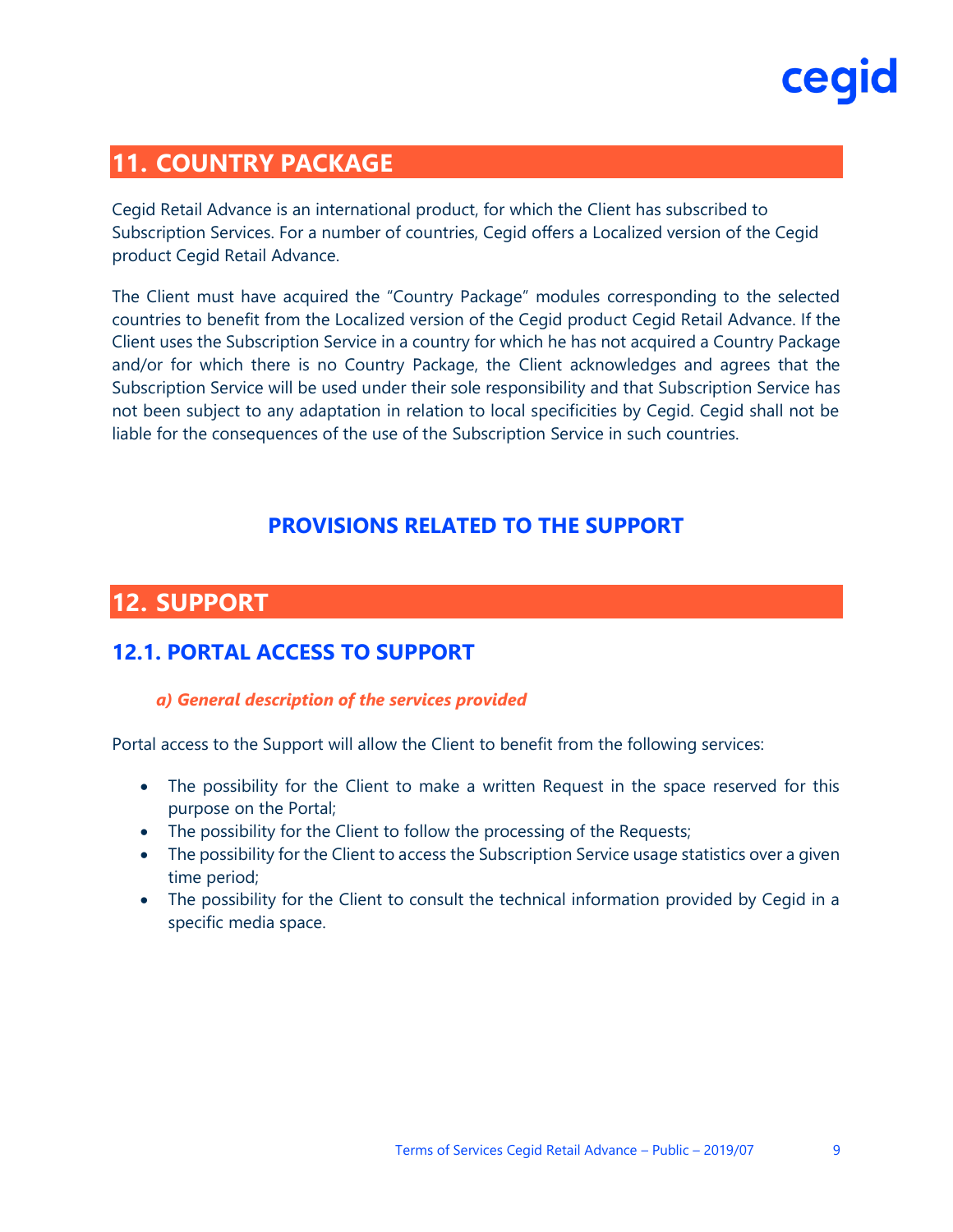## 11. COUNTRY PACKAGE

Cegid Retail Advance is an international product, for which the Client has subscribed to Subscription Services. For a number of countries, Cegid offers a Localized version of the Cegid product Cegid Retail Advance.

The Client must have acquired the "Country Package" modules corresponding to the selected countries to benefit from the Localized version of the Cegid product Cegid Retail Advance. If the Client uses the Subscription Service in a country for which he has not acquired a Country Package and/or for which there is no Country Package, the Client acknowledges and agrees that the Subscription Service will be used under their sole responsibility and that Subscription Service has not been subject to any adaptation in relation to local specificities by Cegid. Cegid shall not be liable for the consequences of the use of the Subscription Service in such countries.

# PROVISIONS RELATED TO THE SUPPORT

## 12. SUPPORT

### 12.1. PORTAL ACCESS TO SUPPORT

#### *a) General description of the services provided*

Portal access to the Support will allow the Client to benefit from the following services:

- The possibility for the Client to make a written Request in the space reserved for this purpose on the Portal;
- The possibility for the Client to follow the processing of the Requests;
- The possibility for the Client to access the Subscription Service usage statistics over a given time period;
- The possibility for the Client to consult the technical information provided by Cegid in a specific media space.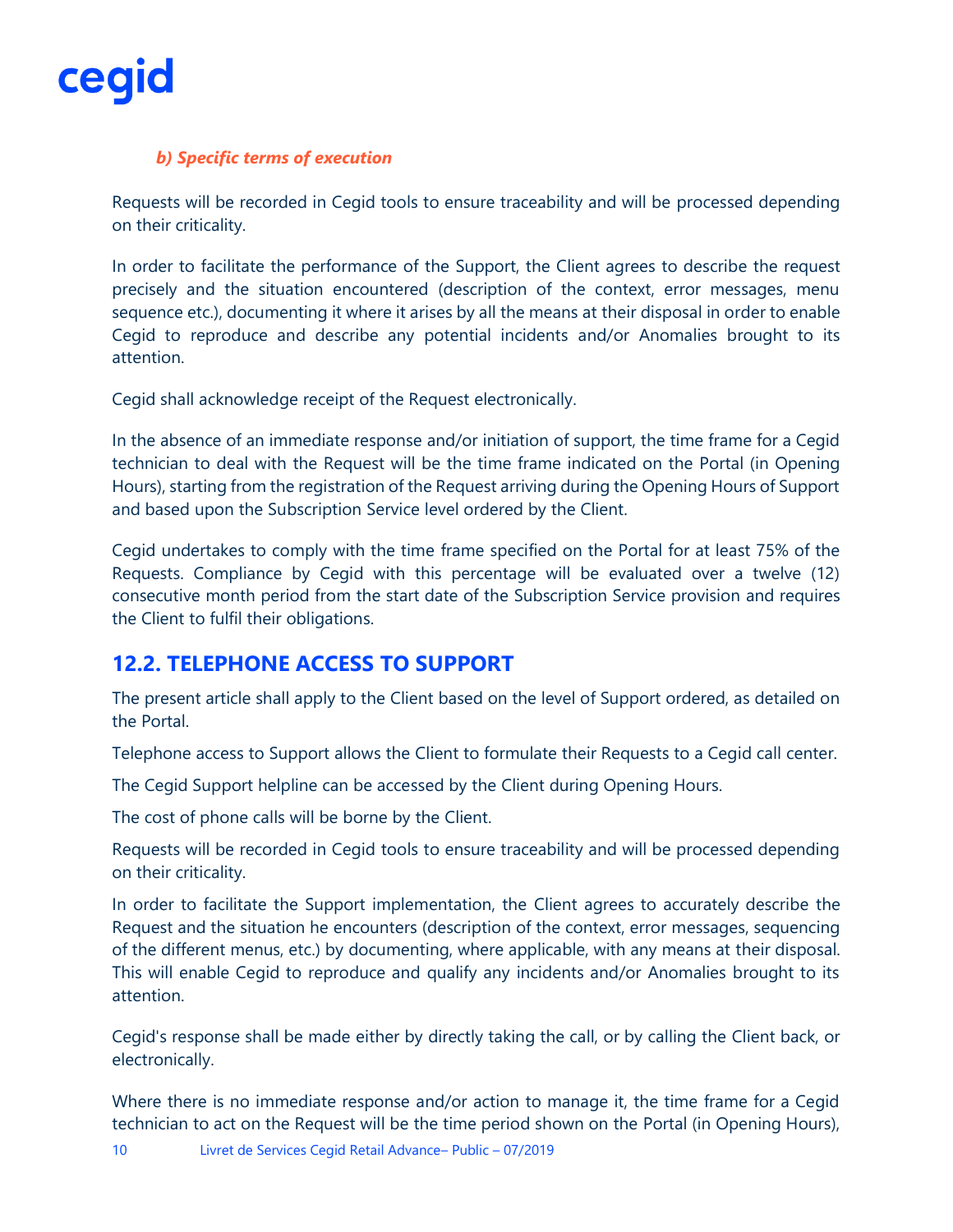*b) Specific terms of execution*

Requests will be recorded in Cegid tools to ensure traceability and will be processed depending on their criticality.

In order to facilitate the performance of the Support, the Client agrees to describe the request precisely and the situation encountered (description of the context, error messages, menu sequence etc.), documenting it where it arises by all the means at their disposal in order to enable Cegid to reproduce and describe any potential incidents and/or Anomalies brought to its attention.

Cegid shall acknowledge receipt of the Request electronically.

In the absence of an immediate response and/or initiation of support, the time frame for a Cegid technician to deal with the Request will be the time frame indicated on the Portal (in Opening Hours), starting from the registration of the Request arriving during the Opening Hours of Support and based upon the Subscription Service level ordered by the Client.

Cegid undertakes to comply with the time frame specified on the Portal for at least 75% of the Requests. Compliance by Cegid with this percentage will be evaluated over a twelve (12) consecutive month period from the start date of the Subscription Service provision and requires the Client to fulfil their obligations.

## 12.2. TELEPHONE ACCESS TO SUPPORT

The present article shall apply to the Client based on the level of Support ordered, as detailed on the Portal.

Telephone access to Support allows the Client to formulate their Requests to a Cegid call center.

The Cegid Support helpline can be accessed by the Client during Opening Hours.

The cost of phone calls will be borne by the Client.

Requests will be recorded in Cegid tools to ensure traceability and will be processed depending on their criticality.

In order to facilitate the Support implementation, the Client agrees to accurately describe the Request and the situation he encounters (description of the context, error messages, sequencing of the different menus, etc.) by documenting, where applicable, with any means at their disposal. This will enable Cegid to reproduce and qualify any incidents and/or Anomalies brought to its attention.

Cegid's response shall be made either by directly taking the call, or by calling the Client back, or electronically.

Where there is no immediate response and/or action to manage it, the time frame for a Cegid technician to act on the Request will be the time period shown on the Portal (in Opening Hours),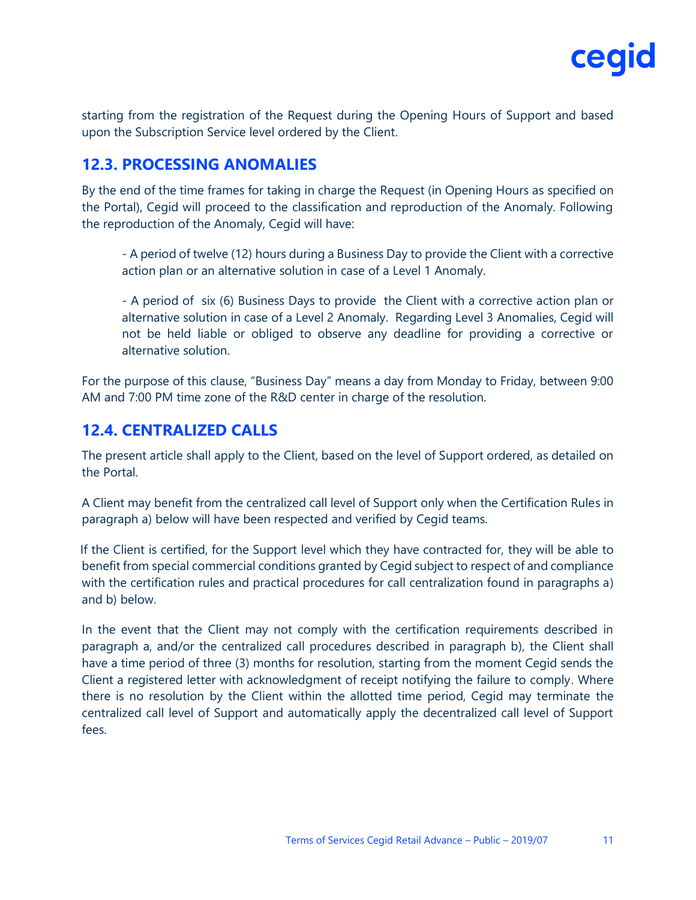starting from the registration of the Request during the Opening Hours of Support and based upon the Subscription Service level ordered by the Client.

## 12.3. PROCESSING ANOMALIES

By the end of the time frames for taking in charge the Request (in Opening Hours as specified on the Portal), Cegid will proceed to the classification and reproduction of the Anomaly. Following the reproduction of the Anomaly, Cegid will have:

> - A period of twelve (12) hours during a Business Day to provide the Client with a corrective action plan or an alternative solution in case of a Level 1 Anomaly.
>
> - A period of six (6) Business Days to provide the Client with a corrective action plan or alternative solution in case of a Level 2 Anomaly. Regarding Level 3 Anomalies, Cegid will not be held liable or obliged to observe any deadline for providing a corrective or alternative solution.

For the purpose of this clause, "Business Day" means a day from Monday to Friday, between 9:00 AM and 7:00 PM time zone of the R&D center in charge of the resolution.

## 12.4. CENTRALIZED CALLS

The present article shall apply to the Client, based on the level of Support ordered, as detailed on the Portal.

A Client may benefit from the centralized call level of Support only when the Certification Rules in paragraph a) below will have been respected and verified by Cegid teams.

If the Client is certified, for the Support level which they have contracted for, they will be able to benefit from special commercial conditions granted by Cegid subject to respect of and compliance with the certification rules and practical procedures for call centralization found in paragraphs a) and b) below.

In the event that the Client may not comply with the certification requirements described in paragraph a, and/or the centralized call procedures described in paragraph b), the Client shall have a time period of three (3) months for resolution, starting from the moment Cegid sends the Client a registered letter with acknowledgment of receipt notifying the failure to comply. Where there is no resolution by the Client within the allotted time period, Cegid may terminate the centralized call level of Support and automatically apply the decentralized call level of Support fees.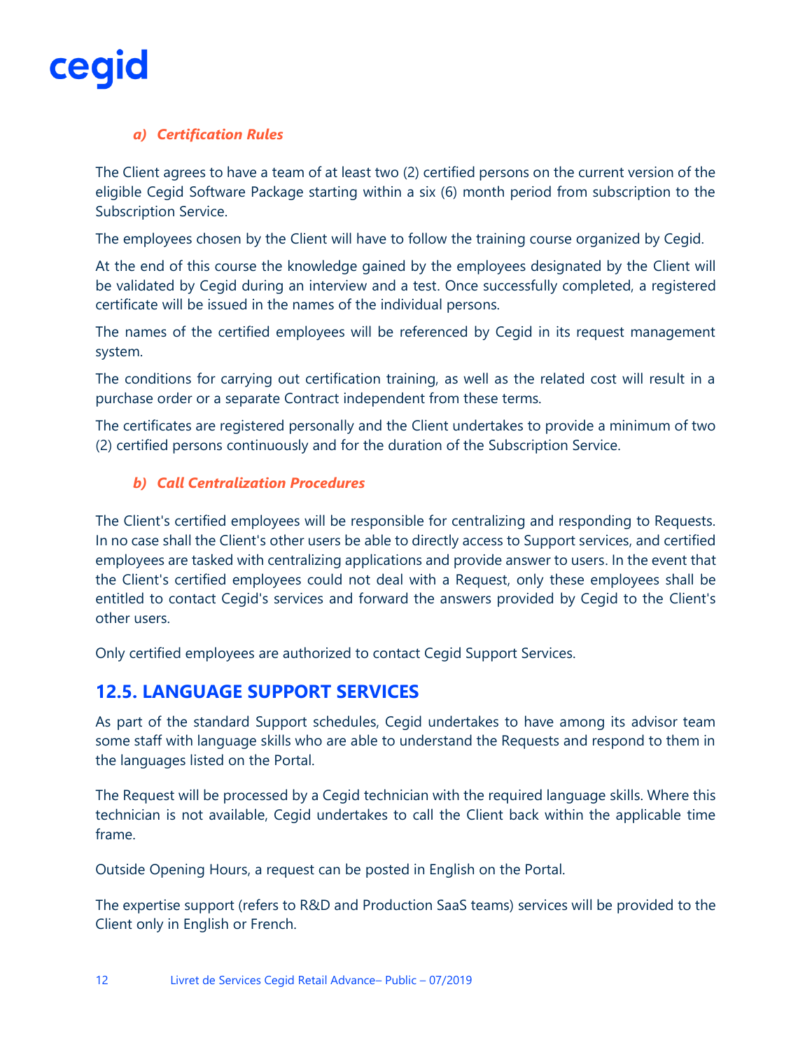#### *a) Certification Rules*

The Client agrees to have a team of at least two (2) certified persons on the current version of the eligible Cegid Software Package starting within a six (6) month period from subscription to the Subscription Service.

The employees chosen by the Client will have to follow the training course organized by Cegid.

At the end of this course the knowledge gained by the employees designated by the Client will be validated by Cegid during an interview and a test. Once successfully completed, a registered certificate will be issued in the names of the individual persons.

The names of the certified employees will be referenced by Cegid in its request management system.

The conditions for carrying out certification training, as well as the related cost will result in a purchase order or a separate Contract independent from these terms.

The certificates are registered personally and the Client undertakes to provide a minimum of two (2) certified persons continuously and for the duration of the Subscription Service.

#### *b) Call Centralization Procedures*

The Client's certified employees will be responsible for centralizing and responding to Requests. In no case shall the Client's other users be able to directly access to Support services, and certified employees are tasked with centralizing applications and provide answer to users. In the event that the Client's certified employees could not deal with a Request, only these employees shall be entitled to contact Cegid's services and forward the answers provided by Cegid to the Client's other users.

Only certified employees are authorized to contact Cegid Support Services.

## 12.5. LANGUAGE SUPPORT SERVICES

As part of the standard Support schedules, Cegid undertakes to have among its advisor team some staff with language skills who are able to understand the Requests and respond to them in the languages listed on the Portal.

The Request will be processed by a Cegid technician with the required language skills. Where this technician is not available, Cegid undertakes to call the Client back within the applicable time frame.

Outside Opening Hours, a request can be posted in English on the Portal.

The expertise support (refers to R&D and Production SaaS teams) services will be provided to the Client only in English or French.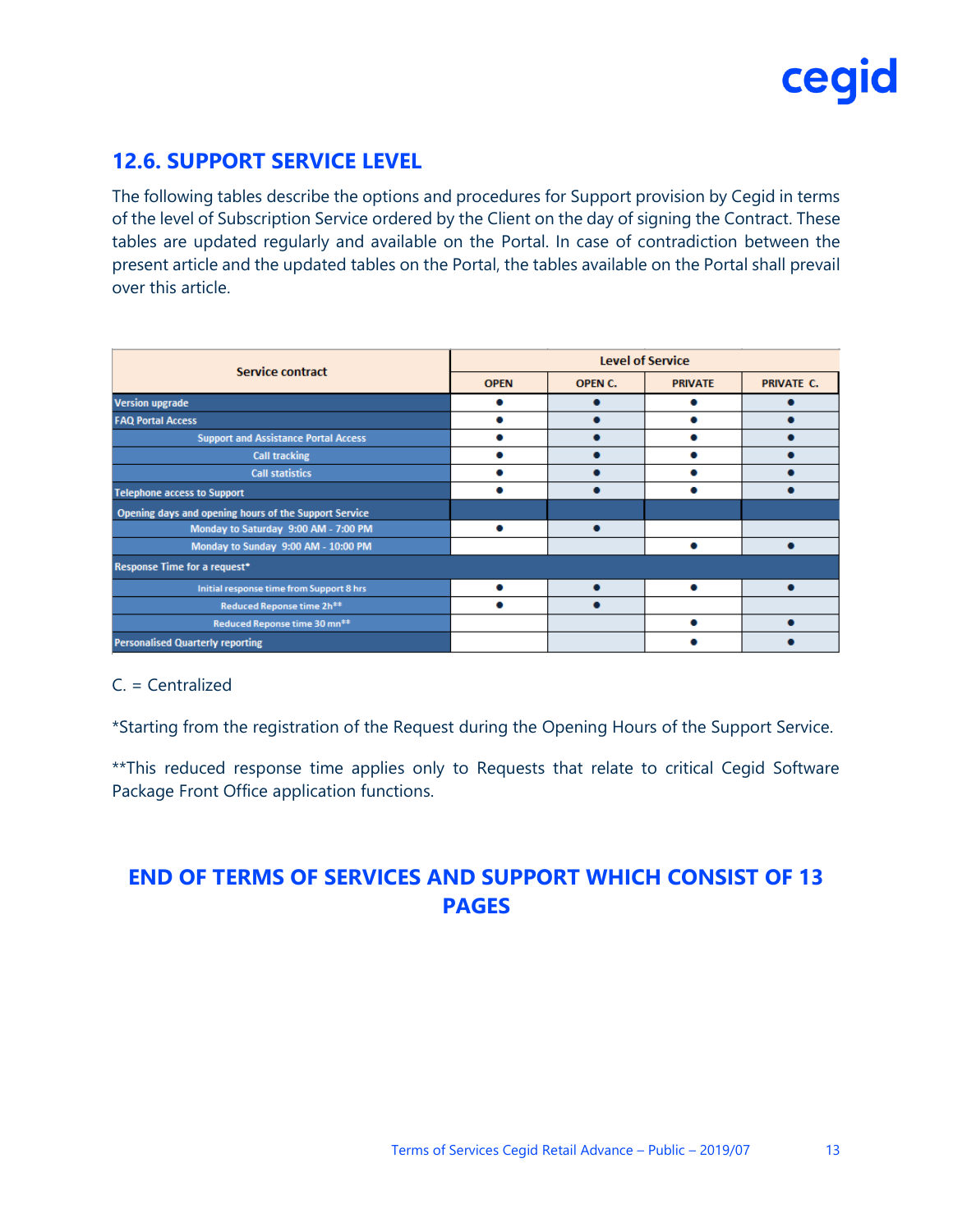## 12.6. SUPPORT SERVICE LEVEL

The following tables describe the options and procedures for Support provision by Cegid in terms of the level of Subscription Service ordered by the Client on the day of signing the Contract. These tables are updated regularly and available on the Portal. In case of contradiction between the present article and the updated tables on the Portal, the tables available on the Portal shall prevail over this article.

| Service contract | Level of Service | | | |
|---|---|---|---|---|
| | OPEN | OPEN C. | PRIVATE | PRIVATE C. |
| Version upgrade | ● | ● | ● | ● |
| FAQ Portal Access | ● | ● | ● | ● |
| Support and Assistance Portal Access | ● | ● | ● | ● |
| Call tracking | ● | ● | ● | ● |
| Call statistics | ● | ● | ● | ● |
| Telephone access to Support | ● | ● | ● | ● |
| Opening days and opening hours of the Support Service | | | | |
| Monday to Saturday 9:00 AM - 7:00 PM | ● | ● | | |
| Monday to Sunday 9:00 AM - 10:00 PM | | | ● | ● |
| Response Time for a request* | | | | |
| Initial response time from Support 8 hrs | ● | ● | ● | ● |
| Reduced Reponse time 2h** | ● | ● | | |
| Reduced Reponse time 30 mn** | | | ● | ● |
| Personalised Quarterly reporting | | | ● | ● |

C. = Centralized

*Starting from the registration of the Request during the Opening Hours of the Support Service.

**This reduced response time applies only to Requests that relate to critical Cegid Software Package Front Office application functions.

## END OF TERMS OF SERVICES AND SUPPORT WHICH CONSIST OF 13 PAGES